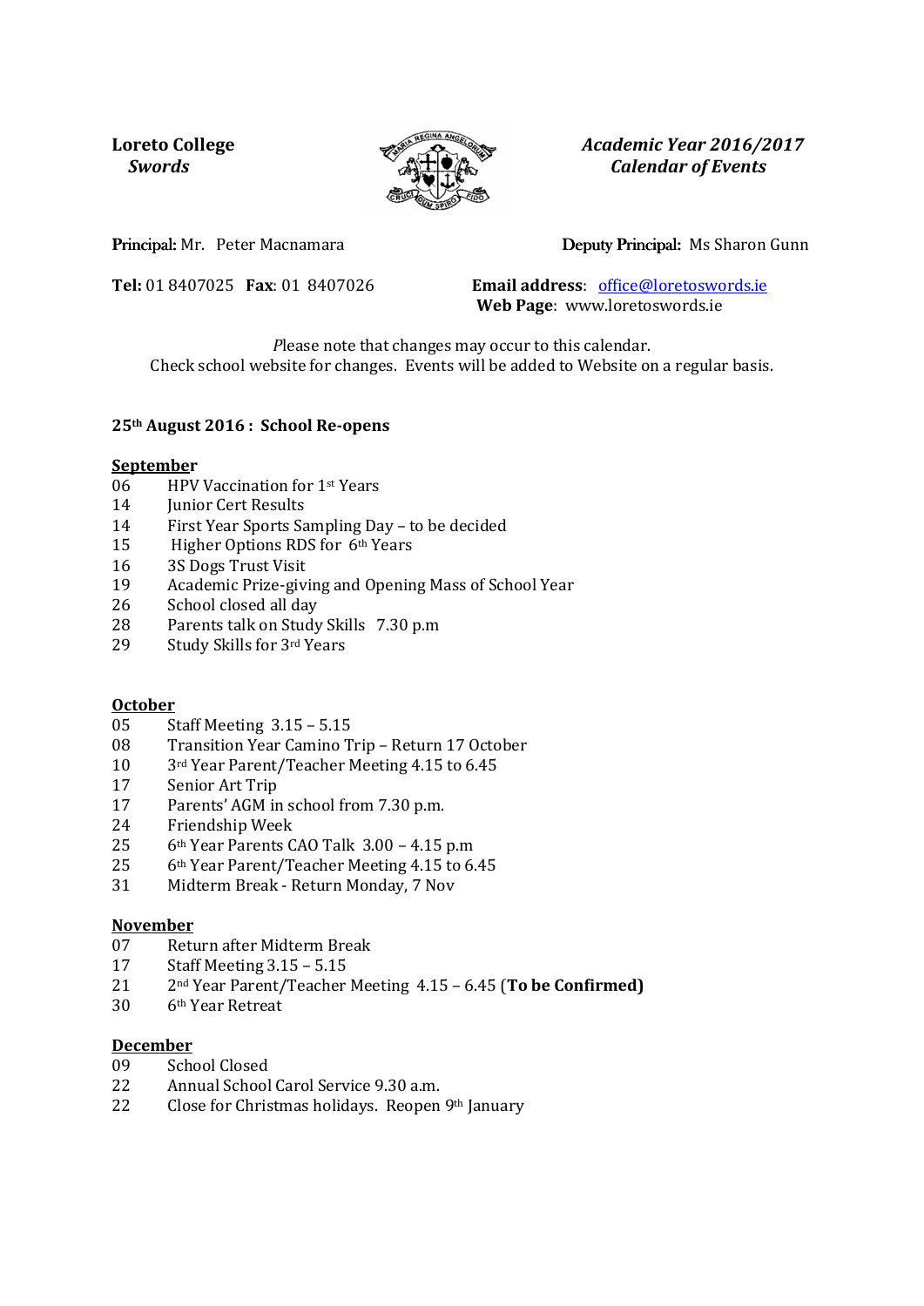**Loreto College**
***Swords***

***Academic Year 2016/2017***
***Calendar of Events***

**Principal:** Mr. Peter Macnamara

**Deputy Principal:** Ms Sharon Gunn

**Tel:** 01 8407025 **Fax**: 01 8407026

**Email address**: office@loretoswords.ie
**Web Page**: www.loretoswords.ie

Please note that changes may occur to this calendar.
Check school website for changes. Events will be added to Website on a regular basis.

**25th August 2016 : School Re-opens**

**September**

- 06 HPV Vaccination for 1st Years
- 14 Junior Cert Results
- 14 First Year Sports Sampling Day – to be decided
- 15 Higher Options RDS for 6th Years
- 16 3S Dogs Trust Visit
- 19 Academic Prize-giving and Opening Mass of School Year
- 26 School closed all day
- 28 Parents talk on Study Skills 7.30 p.m
- 29 Study Skills for 3rd Years

**October**

- 05 Staff Meeting 3.15 – 5.15
- 08 Transition Year Camino Trip – Return 17 October
- 10 3rd Year Parent/Teacher Meeting 4.15 to 6.45
- 17 Senior Art Trip
- 17 Parents' AGM in school from 7.30 p.m.
- 24 Friendship Week
- 25 6th Year Parents CAO Talk 3.00 – 4.15 p.m
- 25 6th Year Parent/Teacher Meeting 4.15 to 6.45
- 31 Midterm Break - Return Monday, 7 Nov

**November**

- 07 Return after Midterm Break
- 17 Staff Meeting 3.15 – 5.15
- 21 2nd Year Parent/Teacher Meeting 4.15 – 6.45 (**To be Confirmed)**
- 30 6th Year Retreat

**December**

- 09 School Closed
- 22 Annual School Carol Service 9.30 a.m.
- 22 Close for Christmas holidays. Reopen 9th January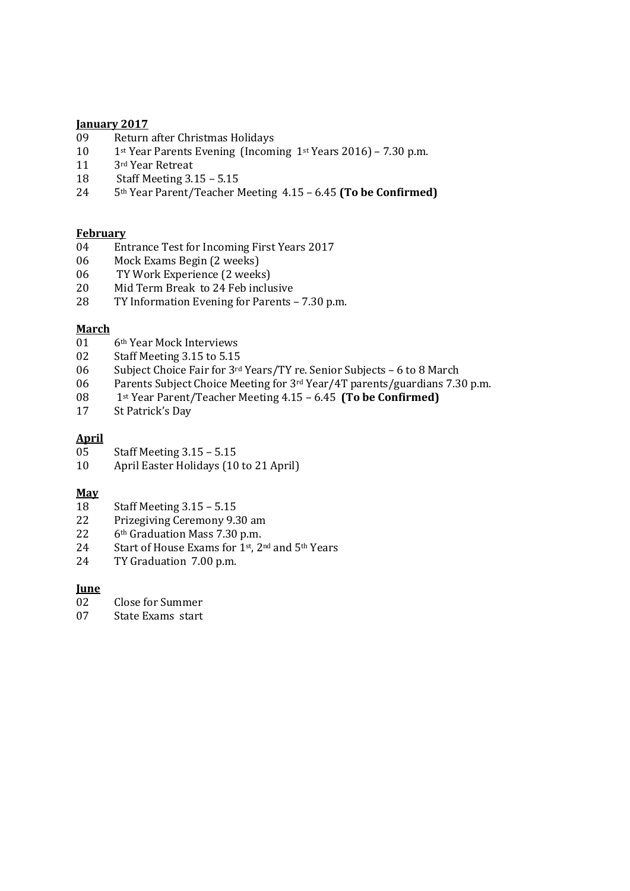**January 2017**

09 Return after Christmas Holidays
10 1st Year Parents Evening (Incoming 1st Years 2016) – 7.30 p.m.
11 3rd Year Retreat
18 Staff Meeting 3.15 – 5.15
24 5th Year Parent/Teacher Meeting 4.15 – 6.45 **(To be Confirmed)**

**February**

04 Entrance Test for Incoming First Years 2017
06 Mock Exams Begin (2 weeks)
06 TY Work Experience (2 weeks)
20 Mid Term Break to 24 Feb inclusive
28 TY Information Evening for Parents – 7.30 p.m.

**March**

01 6th Year Mock Interviews
02 Staff Meeting 3.15 to 5.15
06 Subject Choice Fair for 3rd Years/TY re. Senior Subjects – 6 to 8 March
06 Parents Subject Choice Meeting for 3rd Year/4T parents/guardians 7.30 p.m.
08 1st Year Parent/Teacher Meeting 4.15 – 6.45 **(To be Confirmed)**
17 St Patrick's Day

**April**

05 Staff Meeting 3.15 – 5.15
10 April Easter Holidays (10 to 21 April)

**May**

18 Staff Meeting 3.15 – 5.15
22 Prizegiving Ceremony 9.30 am
22 6th Graduation Mass 7.30 p.m.
24 Start of House Exams for 1st, 2nd and 5th Years
24 TY Graduation 7.00 p.m.

**June**

02 Close for Summer
07 State Exams start